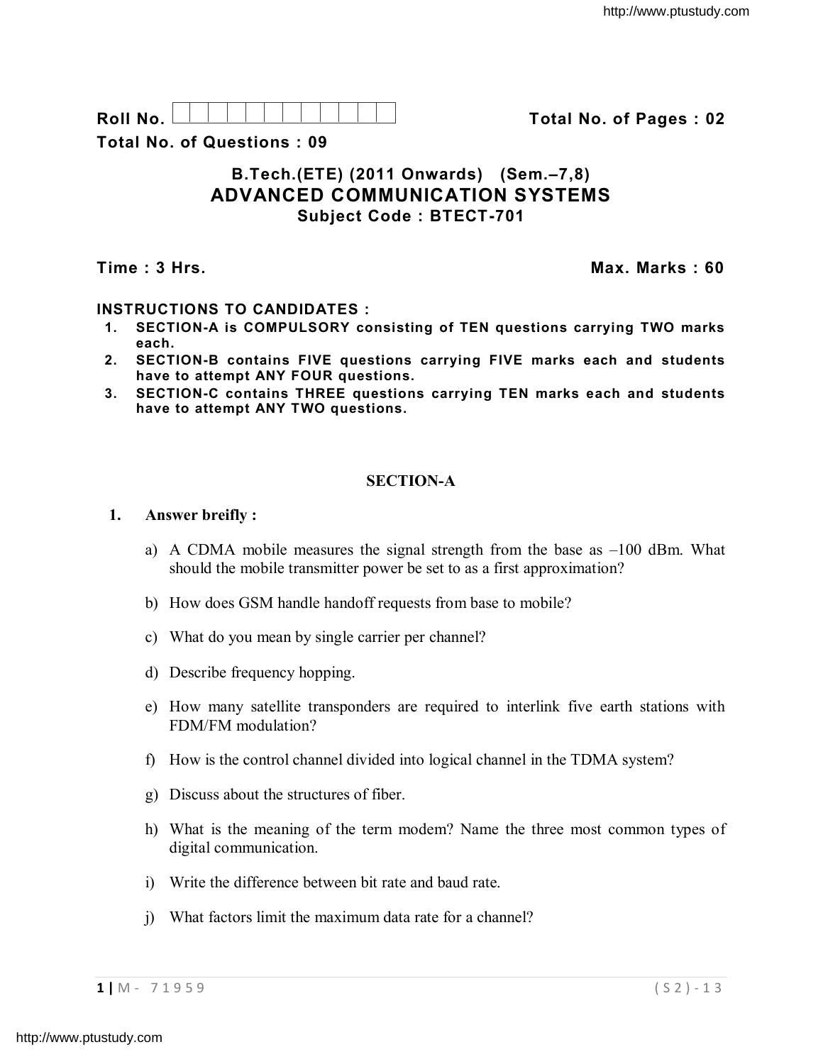**Roll No.** | | | | | | | | | | | | **Total No. of Pages : 02**

**Total No. of Questions : 09**

## B.Tech.(ETE) (2011 Onwards) (Sem.–7,8)
## ADVANCED COMMUNICATION SYSTEMS
### Subject Code : BTECT-701

**Time : 3 Hrs.** **Max. Marks : 60**

**INSTRUCTIONS TO CANDIDATES :**

1. **SECTION-A is COMPULSORY consisting of TEN questions carrying TWO marks each.**
2. **SECTION-B contains FIVE questions carrying FIVE marks each and students have to attempt ANY FOUR questions.**
3. **SECTION-C contains THREE questions carrying TEN marks each and students have to attempt ANY TWO questions.**

### SECTION-A

1. **Answer breifly :**

   a) A CDMA mobile measures the signal strength from the base as –100 dBm. What should the mobile transmitter power be set to as a first approximation?

   b) How does GSM handle handoff requests from base to mobile?

   c) What do you mean by single carrier per channel?

   d) Describe frequency hopping.

   e) How many satellite transponders are required to interlink five earth stations with FDM/FM modulation?

   f) How is the control channel divided into logical channel in the TDMA system?

   g) Discuss about the structures of fiber.

   h) What is the meaning of the term modem? Name the three most common types of digital communication.

   i) Write the difference between bit rate and baud rate.

   j) What factors limit the maximum data rate for a channel?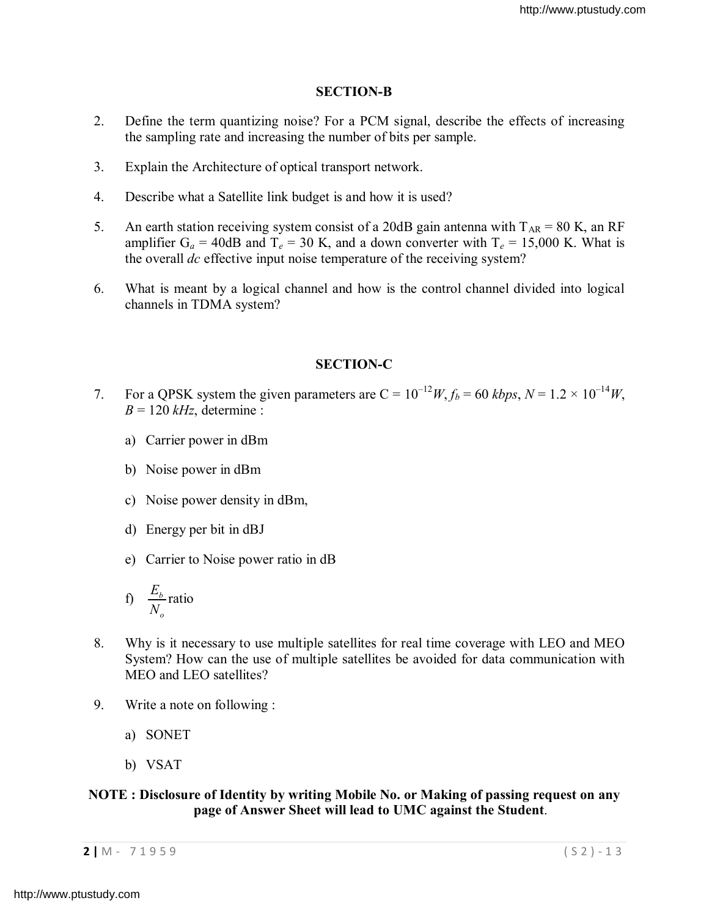## SECTION-B

2. Define the term quantizing noise? For a PCM signal, describe the effects of increasing the sampling rate and increasing the number of bits per sample.

3. Explain the Architecture of optical transport network.

4. Describe what a Satellite link budget is and how it is used?

5. An earth station receiving system consist of a 20dB gain antenna with $T_{AR}$ = 80 K, an RF amplifier $G_a$ = 40dB and $T_e$ = 30 K, and a down converter with $T_e$ = 15,000 K. What is the overall *dc* effective input noise temperature of the receiving system?

6. What is meant by a logical channel and how is the control channel divided into logical channels in TDMA system?

## SECTION-C

7. For a QPSK system the given parameters are $C = 10^{-12} W$, $f_b = 60$ *kbps*, $N = 1.2 \times 10^{-14} W$, $B = 120$ *kHz*, determine :

   a) Carrier power in dBm

   b) Noise power in dBm

   c) Noise power density in dBm,

   d) Energy per bit in dBJ

   e) Carrier to Noise power ratio in dB

   f) $\frac{E_b}{N_o}$ ratio

8. Why is it necessary to use multiple satellites for real time coverage with LEO and MEO System? How can the use of multiple satellites be avoided for data communication with MEO and LEO satellites?

9. Write a note on following :

   a) SONET

   b) VSAT

**NOTE : Disclosure of Identity by writing Mobile No. or Making of passing request on any page of Answer Sheet will lead to UMC against the Student.**